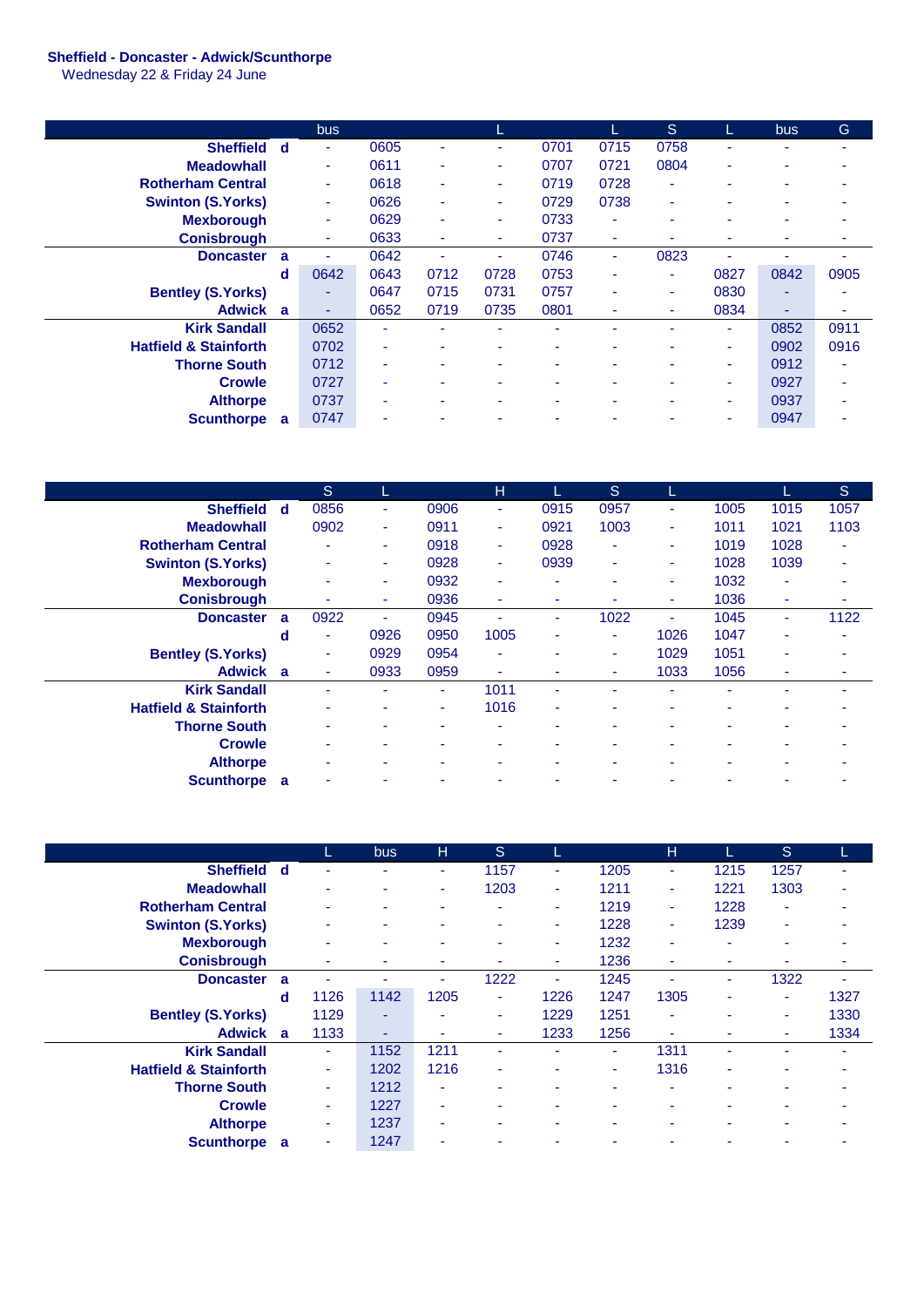**Sheffield - Doncaster - Adwick/Scunthorpe**
Wednesday 22 & Friday 24 June

| | | bus | | | L | | L | S | L | bus | G |
|---|---|---|---|---|---|---|---|---|---|---|---|
| **Sheffield** | **d** | - | 0605 | - | - | 0701 | 0715 | 0758 | - | - | - |
| **Meadowhall** | | - | 0611 | - | - | 0707 | 0721 | 0804 | - | - | - |
| **Rotherham Central** | | - | 0618 | - | - | 0719 | 0728 | - | - | - | - |
| **Swinton (S.Yorks)** | | - | 0626 | - | - | 0729 | 0738 | - | - | - | - |
| **Mexborough** | | - | 0629 | - | - | 0733 | - | - | - | - | - |
| **Conisbrough** | | - | 0633 | - | - | 0737 | - | - | - | - | - |
| **Doncaster** | **a** | - | 0642 | - | - | 0746 | - | 0823 | - | - | - |
| | **d** | 0642 | 0643 | 0712 | 0728 | 0753 | - | - | 0827 | 0842 | 0905 |
| **Bentley (S.Yorks)** | | - | 0647 | 0715 | 0731 | 0757 | - | - | 0830 | - | - |
| **Adwick** | **a** | - | 0652 | 0719 | 0735 | 0801 | - | - | 0834 | - | - |
| **Kirk Sandall** | | 0652 | - | - | - | - | - | - | - | 0852 | 0911 |
| **Hatfield & Stainforth** | | 0702 | - | - | - | - | - | - | - | 0902 | 0916 |
| **Thorne South** | | 0712 | - | - | - | - | - | - | - | 0912 | - |
| **Crowle** | | 0727 | - | - | - | - | - | - | - | 0927 | - |
| **Althorpe** | | 0737 | - | - | - | - | - | - | - | 0937 | - |
| **Scunthorpe** | **a** | 0747 | - | - | - | - | - | - | - | 0947 | - |

| | | S | L | | H | L | S | L | | L | S |
|---|---|---|---|---|---|---|---|---|---|---|---|
| **Sheffield** | **d** | 0856 | - | 0906 | - | 0915 | 0957 | - | 1005 | 1015 | 1057 |
| **Meadowhall** | | 0902 | - | 0911 | - | 0921 | 1003 | - | 1011 | 1021 | 1103 |
| **Rotherham Central** | | - | - | 0918 | - | 0928 | - | - | 1019 | 1028 | - |
| **Swinton (S.Yorks)** | | - | - | 0928 | - | 0939 | - | - | 1028 | 1039 | - |
| **Mexborough** | | - | - | 0932 | - | - | - | - | 1032 | - | - |
| **Conisbrough** | | - | - | 0936 | - | - | - | - | 1036 | - | - |
| **Doncaster** | **a** | 0922 | - | 0945 | - | - | 1022 | - | 1045 | - | 1122 |
| | **d** | - | 0926 | 0950 | 1005 | - | - | 1026 | 1047 | - | - |
| **Bentley (S.Yorks)** | | - | 0929 | 0954 | - | - | - | 1029 | 1051 | - | - |
| **Adwick** | **a** | - | 0933 | 0959 | - | - | - | 1033 | 1056 | - | - |
| **Kirk Sandall** | | - | - | - | 1011 | - | - | - | - | - | - |
| **Hatfield & Stainforth** | | - | - | - | 1016 | - | - | - | - | - | - |
| **Thorne South** | | - | - | - | - | - | - | - | - | - | - |
| **Crowle** | | - | - | - | - | - | - | - | - | - | - |
| **Althorpe** | | - | - | - | - | - | - | - | - | - | - |
| **Scunthorpe** | **a** | - | - | - | - | - | - | - | - | - | - |

| | | L | bus | H | S | L | | H | L | S | L |
|---|---|---|---|---|---|---|---|---|---|---|---|
| **Sheffield** | **d** | - | - | - | 1157 | - | 1205 | - | 1215 | 1257 | - |
| **Meadowhall** | | - | - | - | 1203 | - | 1211 | - | 1221 | 1303 | - |
| **Rotherham Central** | | - | - | - | - | - | 1219 | - | 1228 | - | - |
| **Swinton (S.Yorks)** | | - | - | - | - | - | 1228 | - | 1239 | - | - |
| **Mexborough** | | - | - | - | - | - | 1232 | - | - | - | - |
| **Conisbrough** | | - | - | - | - | - | 1236 | - | - | - | - |
| **Doncaster** | **a** | - | - | - | 1222 | - | 1245 | - | - | 1322 | - |
| | **d** | 1126 | 1142 | 1205 | - | 1226 | 1247 | 1305 | - | - | 1327 |
| **Bentley (S.Yorks)** | | 1129 | - | - | - | 1229 | 1251 | - | - | - | 1330 |
| **Adwick** | **a** | 1133 | - | - | - | 1233 | 1256 | - | - | - | 1334 |
| **Kirk Sandall** | | - | 1152 | 1211 | - | - | - | 1311 | - | - | - |
| **Hatfield & Stainforth** | | - | 1202 | 1216 | - | - | - | 1316 | - | - | - |
| **Thorne South** | | - | 1212 | - | - | - | - | - | - | - | - |
| **Crowle** | | - | 1227 | - | - | - | - | - | - | - | - |
| **Althorpe** | | - | 1237 | - | - | - | - | - | - | - | - |
| **Scunthorpe** | **a** | - | 1247 | - | - | - | - | - | - | - | - |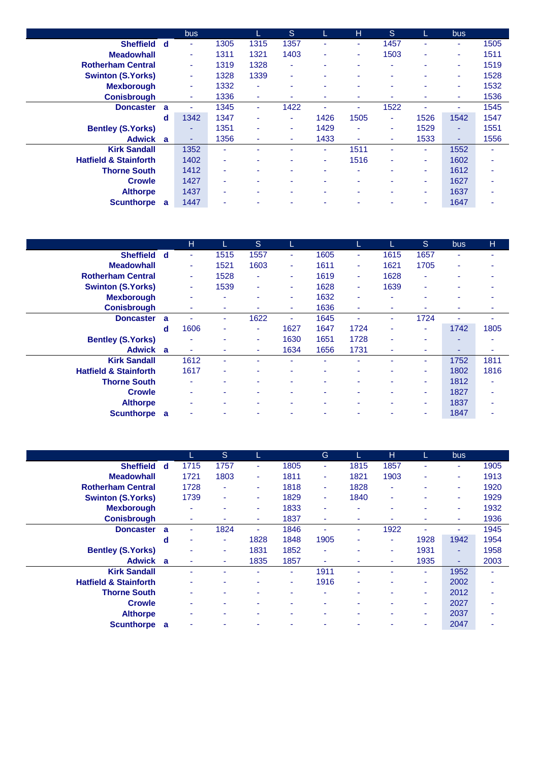| | | bus | | L | S | L | H | S | L | bus | |
|---|---|---|---|---|---|---|---|---|---|---|---|
| **Sheffield** | **d** | - | 1305 | 1315 | 1357 | - | - | 1457 | - | - | 1505 |
| **Meadowhall** | | - | 1311 | 1321 | 1403 | - | - | 1503 | - | - | 1511 |
| **Rotherham Central** | | - | 1319 | 1328 | - | - | - | - | - | - | 1519 |
| **Swinton (S.Yorks)** | | - | 1328 | 1339 | - | - | - | - | - | - | 1528 |
| **Mexborough** | | - | 1332 | - | - | - | - | - | - | - | 1532 |
| **Conisbrough** | | - | 1336 | - | - | - | - | - | - | - | 1536 |
| **Doncaster** | **a** | - | 1345 | - | 1422 | - | - | 1522 | - | - | 1545 |
| | **d** | 1342 | 1347 | - | - | 1426 | 1505 | - | 1526 | 1542 | 1547 |
| **Bentley (S.Yorks)** | | - | 1351 | - | - | 1429 | - | - | 1529 | - | 1551 |
| **Adwick** | **a** | - | 1356 | - | - | 1433 | - | - | 1533 | - | 1556 |
| **Kirk Sandall** | | 1352 | - | - | - | - | 1511 | - | - | 1552 | - |
| **Hatfield & Stainforth** | | 1402 | - | - | - | - | 1516 | - | - | 1602 | - |
| **Thorne South** | | 1412 | - | - | - | - | - | - | - | 1612 | - |
| **Crowle** | | 1427 | - | - | - | - | - | - | - | 1627 | - |
| **Althorpe** | | 1437 | - | - | - | - | - | - | - | 1637 | - |
| **Scunthorpe** | **a** | 1447 | - | - | - | - | - | - | - | 1647 | - |

| | | H | L | S | L | | L | L | S | bus | H |
|---|---|---|---|---|---|---|---|---|---|---|---|
| **Sheffield** | **d** | - | 1515 | 1557 | - | 1605 | - | 1615 | 1657 | - | - |
| **Meadowhall** | | - | 1521 | 1603 | - | 1611 | - | 1621 | 1705 | - | - |
| **Rotherham Central** | | - | 1528 | - | - | 1619 | - | 1628 | - | - | - |
| **Swinton (S.Yorks)** | | - | 1539 | - | - | 1628 | - | 1639 | - | - | - |
| **Mexborough** | | - | - | - | - | 1632 | - | - | - | - | - |
| **Conisbrough** | | - | - | - | - | 1636 | - | - | - | - | - |
| **Doncaster** | **a** | - | - | 1622 | - | 1645 | - | - | 1724 | - | - |
| | **d** | 1606 | - | - | 1627 | 1647 | 1724 | - | - | 1742 | 1805 |
| **Bentley (S.Yorks)** | | - | - | - | 1630 | 1651 | 1728 | - | - | - | - |
| **Adwick** | **a** | - | - | - | 1634 | 1656 | 1731 | - | - | - | - |
| **Kirk Sandall** | | 1612 | - | - | - | - | - | - | - | 1752 | 1811 |
| **Hatfield & Stainforth** | | 1617 | - | - | - | - | - | - | - | 1802 | 1816 |
| **Thorne South** | | - | - | - | - | - | - | - | - | 1812 | - |
| **Crowle** | | - | - | - | - | - | - | - | - | 1827 | - |
| **Althorpe** | | - | - | - | - | - | - | - | - | 1837 | - |
| **Scunthorpe** | **a** | - | - | - | - | - | - | - | - | 1847 | - |

| | | L | S | L | | G | L | H | L | bus | |
|---|---|---|---|---|---|---|---|---|---|---|---|
| **Sheffield** | **d** | 1715 | 1757 | - | 1805 | - | 1815 | 1857 | - | - | 1905 |
| **Meadowhall** | | 1721 | 1803 | - | 1811 | - | 1821 | 1903 | - | - | 1913 |
| **Rotherham Central** | | 1728 | - | - | 1818 | - | 1828 | - | - | - | 1920 |
| **Swinton (S.Yorks)** | | 1739 | - | - | 1829 | - | 1840 | - | - | - | 1929 |
| **Mexborough** | | - | - | - | 1833 | - | - | - | - | - | 1932 |
| **Conisbrough** | | - | - | - | 1837 | - | - | - | - | - | 1936 |
| **Doncaster** | **a** | - | 1824 | - | 1846 | - | - | 1922 | - | - | 1945 |
| | **d** | - | - | 1828 | 1848 | 1905 | - | - | 1928 | 1942 | 1954 |
| **Bentley (S.Yorks)** | | - | - | 1831 | 1852 | - | - | - | 1931 | - | 1958 |
| **Adwick** | **a** | - | - | 1835 | 1857 | - | - | - | 1935 | - | 2003 |
| **Kirk Sandall** | | - | - | - | - | 1911 | - | - | - | 1952 | - |
| **Hatfield & Stainforth** | | - | - | - | - | 1916 | - | - | - | 2002 | - |
| **Thorne South** | | - | - | - | - | - | - | - | - | 2012 | - |
| **Crowle** | | - | - | - | - | - | - | - | - | 2027 | - |
| **Althorpe** | | - | - | - | - | - | - | - | - | 2037 | - |
| **Scunthorpe** | **a** | - | - | - | - | - | - | - | - | 2047 | - |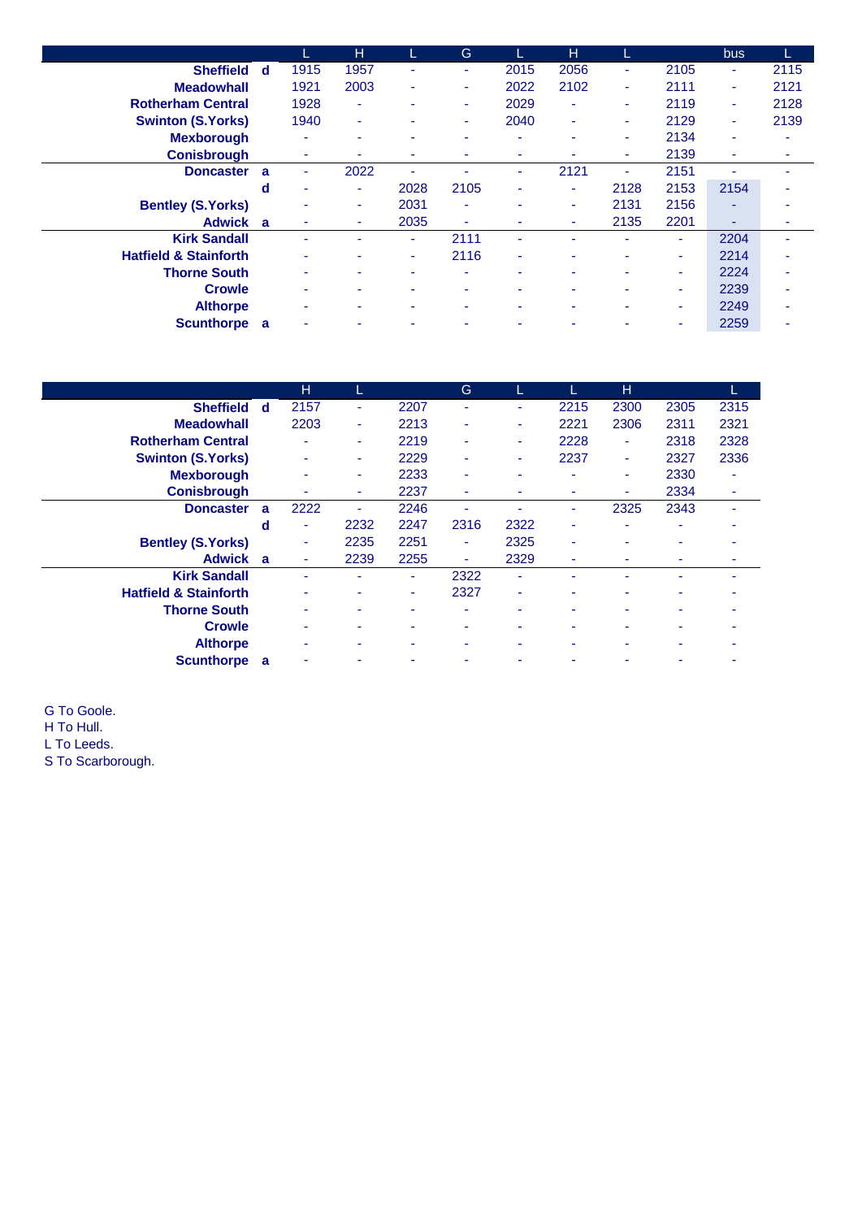| | | L | H | L | G | L | H | L | | bus | L |
|---|---|---|---|---|---|---|---|---|---|---|---|
| **Sheffield** | **d** | 1915 | 1957 | - | - | 2015 | 2056 | - | 2105 | - | 2115 |
| **Meadowhall** | | 1921 | 2003 | - | - | 2022 | 2102 | - | 2111 | - | 2121 |
| **Rotherham Central** | | 1928 | - | - | - | 2029 | - | - | 2119 | - | 2128 |
| **Swinton (S.Yorks)** | | 1940 | - | - | - | 2040 | - | - | 2129 | - | 2139 |
| **Mexborough** | | - | - | - | - | - | - | - | 2134 | - | - |
| **Conisbrough** | | - | - | - | - | - | - | - | 2139 | - | - |
| **Doncaster** | **a** | - | 2022 | - | - | - | 2121 | - | 2151 | - | - |
| | **d** | - | - | 2028 | 2105 | - | - | 2128 | 2153 | 2154 | - |
| **Bentley (S.Yorks)** | | - | - | 2031 | - | - | - | 2131 | 2156 | - | - |
| **Adwick** | **a** | - | - | 2035 | - | - | - | 2135 | 2201 | - | - |
| **Kirk Sandall** | | - | - | - | 2111 | - | - | - | - | 2204 | - |
| **Hatfield & Stainforth** | | - | - | - | 2116 | - | - | - | - | 2214 | - |
| **Thorne South** | | - | - | - | - | - | - | - | - | 2224 | - |
| **Crowle** | | - | - | - | - | - | - | - | - | 2239 | - |
| **Althorpe** | | - | - | - | - | - | - | - | - | 2249 | - |
| **Scunthorpe** | **a** | - | - | - | - | - | - | - | - | 2259 | - |

| | | H | L | | G | L | L | H | | L |
|---|---|---|---|---|---|---|---|---|---|---|
| **Sheffield** | **d** | 2157 | - | 2207 | - | - | 2215 | 2300 | 2305 | 2315 |
| **Meadowhall** | | 2203 | - | 2213 | - | - | 2221 | 2306 | 2311 | 2321 |
| **Rotherham Central** | | - | - | 2219 | - | - | 2228 | - | 2318 | 2328 |
| **Swinton (S.Yorks)** | | - | - | 2229 | - | - | 2237 | - | 2327 | 2336 |
| **Mexborough** | | - | - | 2233 | - | - | - | - | 2330 | - |
| **Conisbrough** | | - | - | 2237 | - | - | - | - | 2334 | - |
| **Doncaster** | **a** | 2222 | - | 2246 | - | - | - | 2325 | 2343 | - |
| | **d** | - | 2232 | 2247 | 2316 | 2322 | - | - | - | - |
| **Bentley (S.Yorks)** | | - | 2235 | 2251 | - | 2325 | - | - | - | - |
| **Adwick** | **a** | - | 2239 | 2255 | - | 2329 | - | - | - | - |
| **Kirk Sandall** | | - | - | - | 2322 | - | - | - | - | - |
| **Hatfield & Stainforth** | | - | - | - | 2327 | - | - | - | - | - |
| **Thorne South** | | - | - | - | - | - | - | - | - | - |
| **Crowle** | | - | - | - | - | - | - | - | - | - |
| **Althorpe** | | - | - | - | - | - | - | - | - | - |
| **Scunthorpe** | **a** | - | - | - | - | - | - | - | - | - |

G To Goole.
H To Hull.
L To Leeds.
S To Scarborough.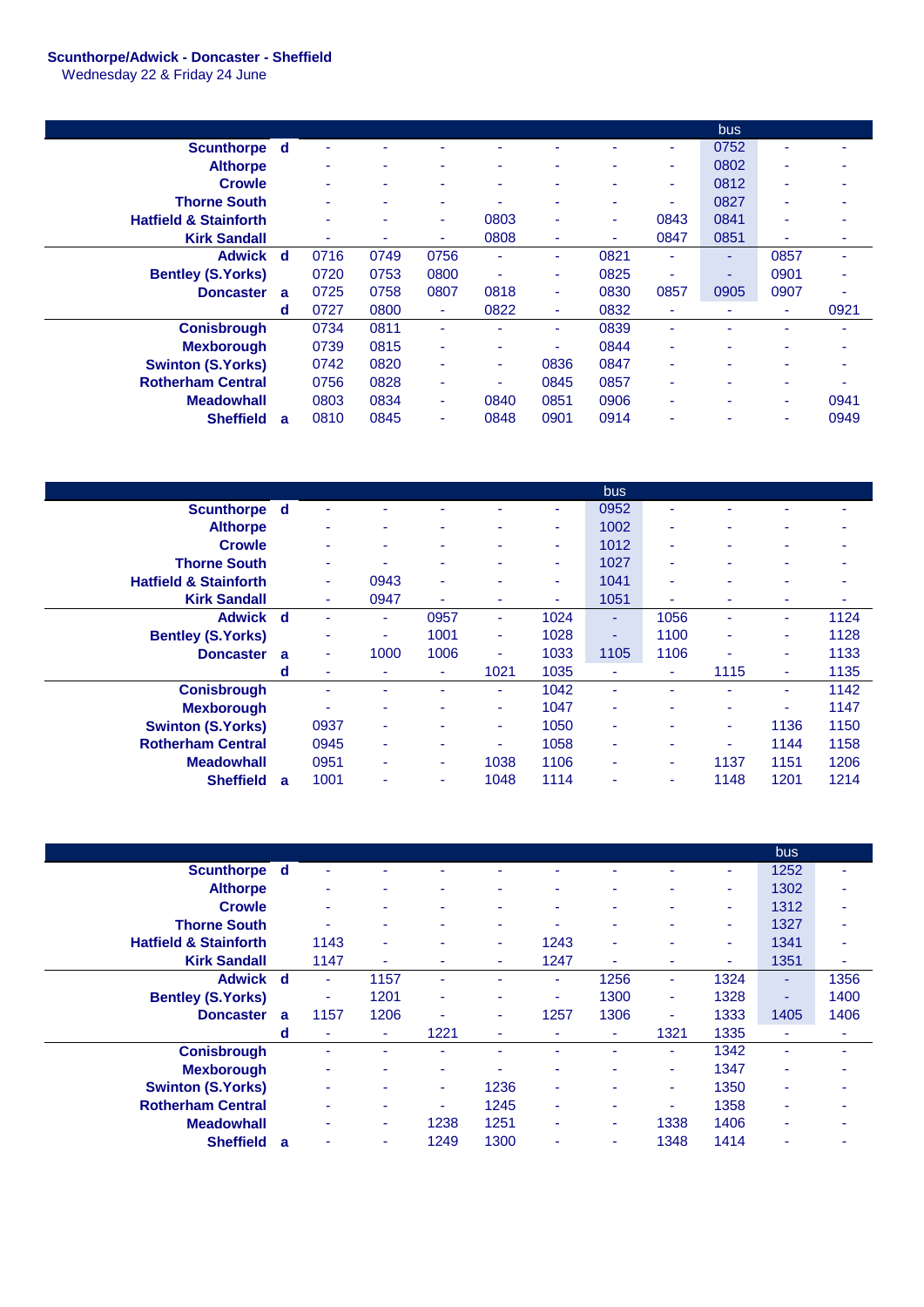**Scunthorpe/Adwick - Doncaster - Sheffield**
Wednesday 22 & Friday 24 June

| | | | | | | | | | bus | | |
|---|---|---|---|---|---|---|---|---|---|---|---|
| **Scunthorpe** | **d** | - | - | - | - | - | - | - | 0752 | - | - |
| **Althorpe** | | - | - | - | - | - | - | - | 0802 | - | - |
| **Crowle** | | - | - | - | - | - | - | - | 0812 | - | - |
| **Thorne South** | | - | - | - | - | - | - | - | 0827 | - | - |
| **Hatfield & Stainforth** | | - | - | - | 0803 | - | - | 0843 | 0841 | - | - |
| **Kirk Sandall** | | - | - | - | 0808 | - | - | 0847 | 0851 | - | - |
| **Adwick** | **d** | 0716 | 0749 | 0756 | - | - | 0821 | - | - | 0857 | - |
| **Bentley (S.Yorks)** | | 0720 | 0753 | 0800 | - | - | 0825 | - | - | 0901 | - |
| **Doncaster** | **a** | 0725 | 0758 | 0807 | 0818 | - | 0830 | 0857 | 0905 | 0907 | - |
| | **d** | 0727 | 0800 | - | 0822 | - | 0832 | - | - | - | 0921 |
| **Conisbrough** | | 0734 | 0811 | - | - | - | 0839 | - | - | - | - |
| **Mexborough** | | 0739 | 0815 | - | - | - | 0844 | - | - | - | - |
| **Swinton (S.Yorks)** | | 0742 | 0820 | - | - | 0836 | 0847 | - | - | - | - |
| **Rotherham Central** | | 0756 | 0828 | - | - | 0845 | 0857 | - | - | - | - |
| **Meadowhall** | | 0803 | 0834 | - | 0840 | 0851 | 0906 | - | - | - | 0941 |
| **Sheffield** | **a** | 0810 | 0845 | - | 0848 | 0901 | 0914 | - | - | - | 0949 |

| | | | | | | | bus | | | | |
|---|---|---|---|---|---|---|---|---|---|---|---|
| **Scunthorpe** | **d** | - | - | - | - | - | 0952 | - | - | - | - |
| **Althorpe** | | - | - | - | - | - | 1002 | - | - | - | - |
| **Crowle** | | - | - | - | - | - | 1012 | - | - | - | - |
| **Thorne South** | | - | - | - | - | - | 1027 | - | - | - | - |
| **Hatfield & Stainforth** | | - | 0943 | - | - | - | 1041 | - | - | - | - |
| **Kirk Sandall** | | - | 0947 | - | - | - | 1051 | - | - | - | - |
| **Adwick** | **d** | - | - | 0957 | - | 1024 | - | 1056 | - | - | 1124 |
| **Bentley (S.Yorks)** | | - | - | 1001 | - | 1028 | - | 1100 | - | - | 1128 |
| **Doncaster** | **a** | - | 1000 | 1006 | - | 1033 | 1105 | 1106 | - | - | 1133 |
| | **d** | - | - | - | 1021 | 1035 | - | - | 1115 | - | 1135 |
| **Conisbrough** | | - | - | - | - | 1042 | - | - | - | - | 1142 |
| **Mexborough** | | - | - | - | - | 1047 | - | - | - | - | 1147 |
| **Swinton (S.Yorks)** | | 0937 | - | - | - | 1050 | - | - | - | 1136 | 1150 |
| **Rotherham Central** | | 0945 | - | - | - | 1058 | - | - | - | 1144 | 1158 |
| **Meadowhall** | | 0951 | - | - | 1038 | 1106 | - | - | 1137 | 1151 | 1206 |
| **Sheffield** | **a** | 1001 | - | - | 1048 | 1114 | - | - | 1148 | 1201 | 1214 |

| | | | | | | | | | | bus | |
|---|---|---|---|---|---|---|---|---|---|---|---|
| **Scunthorpe** | **d** | - | - | - | - | - | - | - | - | 1252 | - |
| **Althorpe** | | - | - | - | - | - | - | - | - | 1302 | - |
| **Crowle** | | - | - | - | - | - | - | - | - | 1312 | - |
| **Thorne South** | | - | - | - | - | - | - | - | - | 1327 | - |
| **Hatfield & Stainforth** | | 1143 | - | - | - | 1243 | - | - | - | 1341 | - |
| **Kirk Sandall** | | 1147 | - | - | - | 1247 | - | - | - | 1351 | - |
| **Adwick** | **d** | - | 1157 | - | - | - | 1256 | - | 1324 | - | 1356 |
| **Bentley (S.Yorks)** | | - | 1201 | - | - | - | 1300 | - | 1328 | - | 1400 |
| **Doncaster** | **a** | 1157 | 1206 | - | - | 1257 | 1306 | - | 1333 | 1405 | 1406 |
| | **d** | - | - | 1221 | - | - | - | 1321 | 1335 | - | - |
| **Conisbrough** | | - | - | - | - | - | - | - | 1342 | - | - |
| **Mexborough** | | - | - | - | - | - | - | - | 1347 | - | - |
| **Swinton (S.Yorks)** | | - | - | - | 1236 | - | - | - | 1350 | - | - |
| **Rotherham Central** | | - | - | - | 1245 | - | - | - | 1358 | - | - |
| **Meadowhall** | | - | - | 1238 | 1251 | - | - | 1338 | 1406 | - | - |
| **Sheffield** | **a** | - | - | 1249 | 1300 | - | - | 1348 | 1414 | - | - |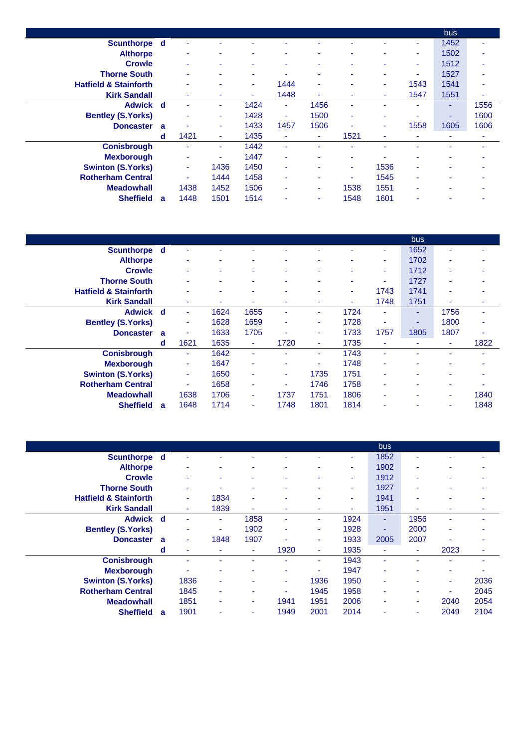| | | | | | | | | | | bus | |
|---|---|---|---|---|---|---|---|---|---|---|---|
| Scunthorpe | d | - | - | - | - | - | - | - | - | 1452 | - |
| Althorpe | | - | - | - | - | - | - | - | - | 1502 | - |
| Crowle | | - | - | - | - | - | - | - | - | 1512 | - |
| Thorne South | | - | - | - | - | - | - | - | - | 1527 | - |
| Hatfield & Stainforth | | - | - | - | 1444 | - | - | - | 1543 | 1541 | - |
| Kirk Sandall | | - | - | - | 1448 | - | - | - | 1547 | 1551 | - |
| Adwick | d | - | - | 1424 | - | 1456 | - | - | - | - | 1556 |
| Bentley (S.Yorks) | | - | - | 1428 | - | 1500 | - | - | - | - | 1600 |
| Doncaster | a | - | - | 1433 | 1457 | 1506 | - | - | 1558 | 1605 | 1606 |
| | d | 1421 | - | 1435 | - | - | 1521 | - | - | - | - |
| Conisbrough | | - | - | 1442 | - | - | - | - | - | - | - |
| Mexborough | | - | - | 1447 | - | - | - | - | - | - | - |
| Swinton (S.Yorks) | | - | 1436 | 1450 | - | - | - | 1536 | - | - | - |
| Rotherham Central | | - | 1444 | 1458 | - | - | - | 1545 | - | - | - |
| Meadowhall | | 1438 | 1452 | 1506 | - | - | 1538 | 1551 | - | - | - |
| Sheffield | a | 1448 | 1501 | 1514 | - | - | 1548 | 1601 | - | - | - |

| | | | | | | | | | bus | | |
|---|---|---|---|---|---|---|---|---|---|---|---|
| Scunthorpe | d | - | - | - | - | - | - | - | 1652 | - | - |
| Althorpe | | - | - | - | - | - | - | - | 1702 | - | - |
| Crowle | | - | - | - | - | - | - | - | 1712 | - | - |
| Thorne South | | - | - | - | - | - | - | - | 1727 | - | - |
| Hatfield & Stainforth | | - | - | - | - | - | - | 1743 | 1741 | - | - |
| Kirk Sandall | | - | - | - | - | - | - | 1748 | 1751 | - | - |
| Adwick | d | - | 1624 | 1655 | - | - | 1724 | - | - | 1756 | - |
| Bentley (S.Yorks) | | - | 1628 | 1659 | - | - | 1728 | - | - | 1800 | - |
| Doncaster | a | - | 1633 | 1705 | - | - | 1733 | 1757 | 1805 | 1807 | - |
| | d | 1621 | 1635 | - | 1720 | - | 1735 | - | - | - | 1822 |
| Conisbrough | | - | 1642 | - | - | - | 1743 | - | - | - | - |
| Mexborough | | - | 1647 | - | - | - | 1748 | - | - | - | - |
| Swinton (S.Yorks) | | - | 1650 | - | - | 1735 | 1751 | - | - | - | - |
| Rotherham Central | | - | 1658 | - | - | 1746 | 1758 | - | - | - | - |
| Meadowhall | | 1638 | 1706 | - | 1737 | 1751 | 1806 | - | - | - | 1840 |
| Sheffield | a | 1648 | 1714 | - | 1748 | 1801 | 1814 | - | - | - | 1848 |

| | | | | | | | | bus | | | |
|---|---|---|---|---|---|---|---|---|---|---|---|
| Scunthorpe | d | - | - | - | - | - | - | 1852 | - | - | - |
| Althorpe | | - | - | - | - | - | - | 1902 | - | - | - |
| Crowle | | - | - | - | - | - | - | 1912 | - | - | - |
| Thorne South | | - | - | - | - | - | - | 1927 | - | - | - |
| Hatfield & Stainforth | | - | 1834 | - | - | - | - | 1941 | - | - | - |
| Kirk Sandall | | - | 1839 | - | - | - | - | 1951 | - | - | - |
| Adwick | d | - | - | 1858 | - | - | 1924 | - | 1956 | - | - |
| Bentley (S.Yorks) | | - | - | 1902 | - | - | 1928 | - | 2000 | - | - |
| Doncaster | a | - | 1848 | 1907 | - | - | 1933 | 2005 | 2007 | - | - |
| | d | - | - | - | 1920 | - | 1935 | - | - | 2023 | - |
| Conisbrough | | - | - | - | - | - | 1943 | - | - | - | - |
| Mexborough | | - | - | - | - | - | 1947 | - | - | - | - |
| Swinton (S.Yorks) | | 1836 | - | - | - | 1936 | 1950 | - | - | - | 2036 |
| Rotherham Central | | 1845 | - | - | - | 1945 | 1958 | - | - | - | 2045 |
| Meadowhall | | 1851 | - | - | 1941 | 1951 | 2006 | - | - | 2040 | 2054 |
| Sheffield | a | 1901 | - | - | 1949 | 2001 | 2014 | - | - | 2049 | 2104 |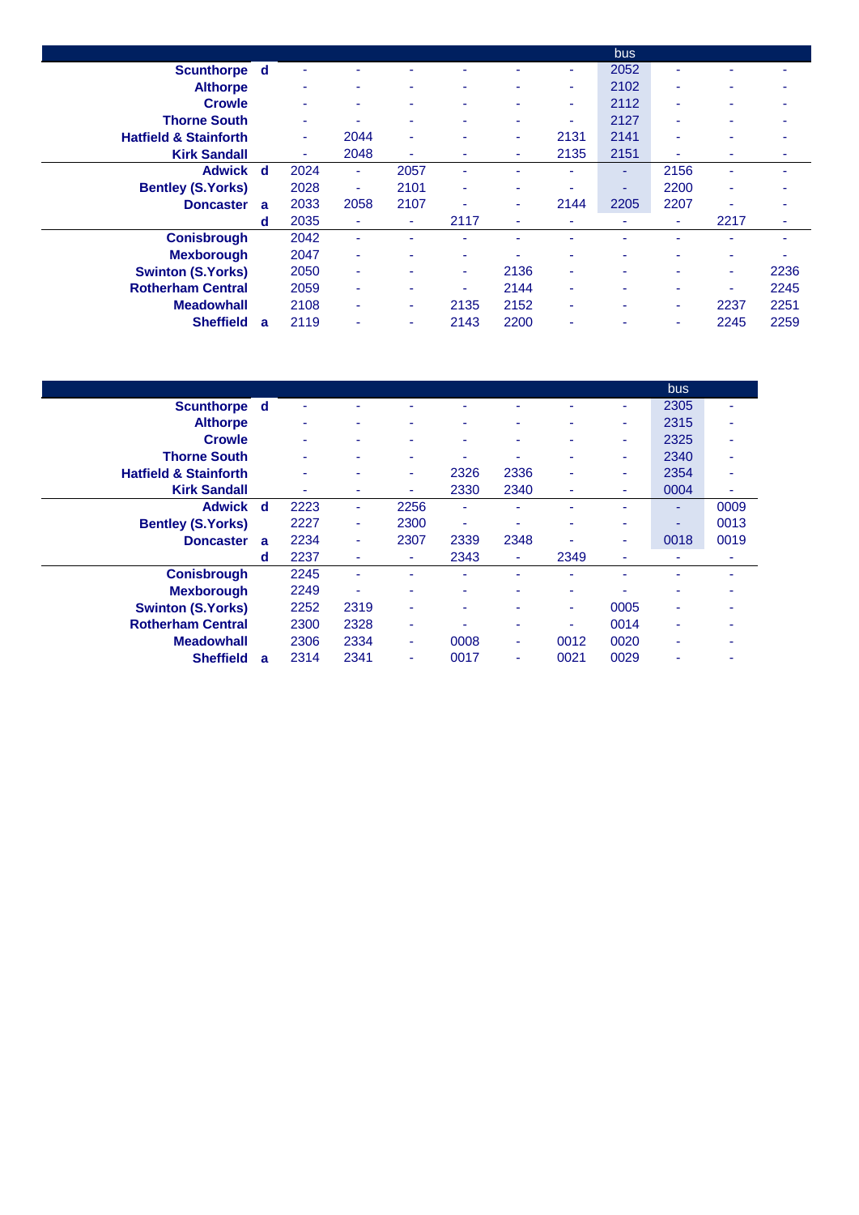| | | | | | | | | | bus | | | |
|---|---|---|---|---|---|---|---|---|---|---|---|---|
| Scunthorpe | d | - | - | - | - | - | - | 2052 | - | - | - |
| Althorpe | | - | - | - | - | - | - | 2102 | - | - | - |
| Crowle | | - | - | - | - | - | - | 2112 | - | - | - |
| Thorne South | | - | - | - | - | - | - | 2127 | - | - | - |
| Hatfield & Stainforth | | - | 2044 | - | - | - | 2131 | 2141 | - | - | - |
| Kirk Sandall | | - | 2048 | - | - | - | 2135 | 2151 | - | - | - |
| Adwick | d | 2024 | - | 2057 | - | - | - | - | 2156 | - | - |
| Bentley (S.Yorks) | | 2028 | - | 2101 | - | - | - | - | 2200 | - | - |
| Doncaster | a | 2033 | 2058 | 2107 | - | - | 2144 | 2205 | 2207 | - | - |
| | d | 2035 | - | - | 2117 | - | - | - | - | 2217 | - |
| Conisbrough | | 2042 | - | - | - | - | - | - | - | - | - |
| Mexborough | | 2047 | - | - | - | - | - | - | - | - | - |
| Swinton (S.Yorks) | | 2050 | - | - | - | 2136 | - | - | - | - | 2236 |
| Rotherham Central | | 2059 | - | - | - | 2144 | - | - | - | - | 2245 |
| Meadowhall | | 2108 | - | - | 2135 | 2152 | - | - | - | 2237 | 2251 |
| Sheffield | a | 2119 | - | - | 2143 | 2200 | - | - | - | 2245 | 2259 |

| | | | | | | | | | bus | |
|---|---|---|---|---|---|---|---|---|---|---|
| Scunthorpe | d | - | - | - | - | - | - | - | 2305 | - |
| Althorpe | | - | - | - | - | - | - | - | 2315 | - |
| Crowle | | - | - | - | - | - | - | - | 2325 | - |
| Thorne South | | - | - | - | - | - | - | - | 2340 | - |
| Hatfield & Stainforth | | - | - | - | 2326 | 2336 | - | - | 2354 | - |
| Kirk Sandall | | - | - | - | 2330 | 2340 | - | - | 0004 | - |
| Adwick | d | 2223 | - | 2256 | - | - | - | - | - | 0009 |
| Bentley (S.Yorks) | | 2227 | - | 2300 | - | - | - | - | - | 0013 |
| Doncaster | a | 2234 | - | 2307 | 2339 | 2348 | - | - | 0018 | 0019 |
| | d | 2237 | - | - | 2343 | - | 2349 | - | - | - |
| Conisbrough | | 2245 | - | - | - | - | - | - | - | - |
| Mexborough | | 2249 | - | - | - | - | - | - | - | - |
| Swinton (S.Yorks) | | 2252 | 2319 | - | - | - | - | 0005 | - | - |
| Rotherham Central | | 2300 | 2328 | - | - | - | - | 0014 | - | - |
| Meadowhall | | 2306 | 2334 | - | 0008 | - | 0012 | 0020 | - | - |
| Sheffield | a | 2314 | 2341 | - | 0017 | - | 0021 | 0029 | - | - |